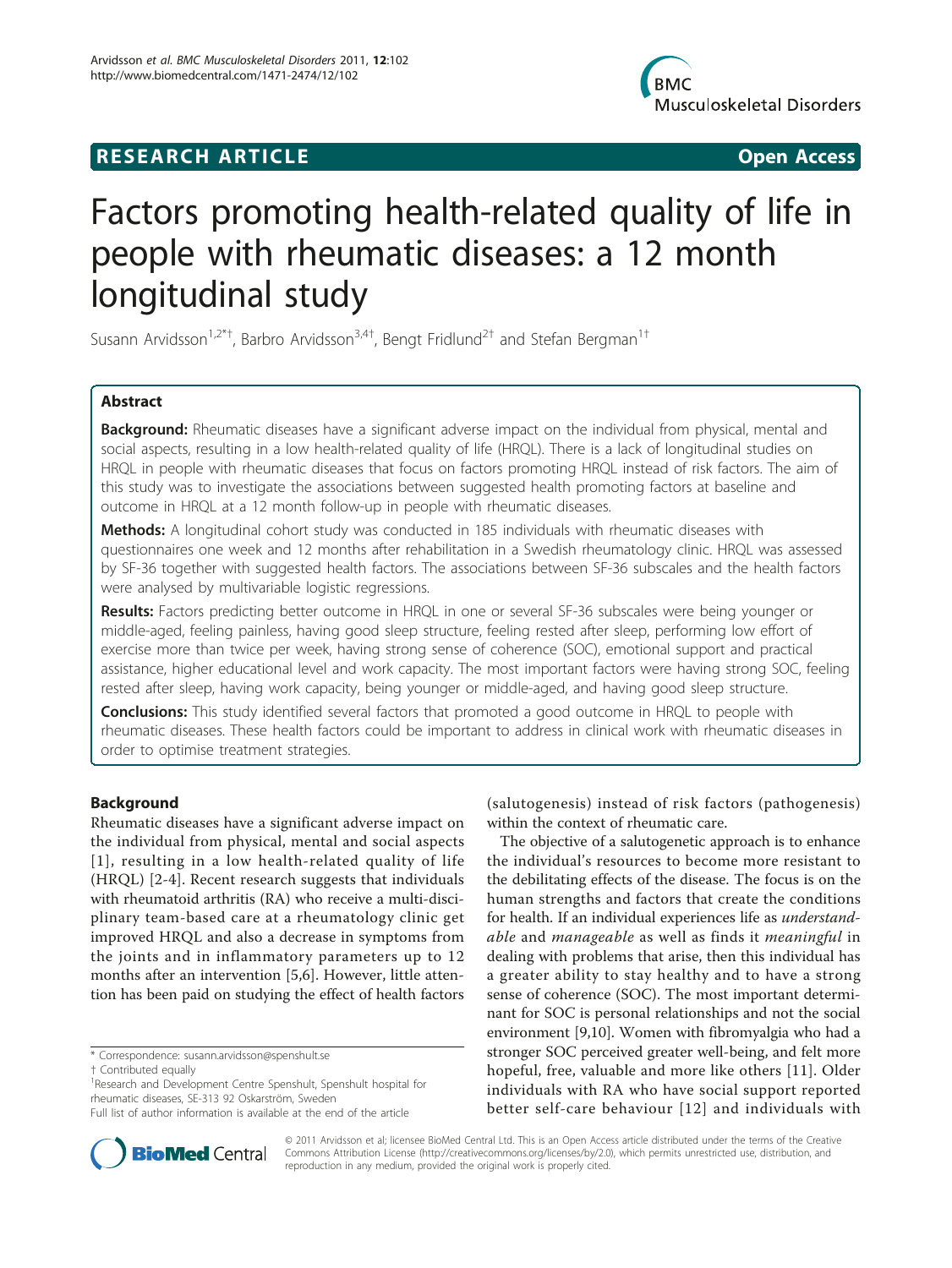**RESEARCH ARTICLE** **Open Access**

# Factors promoting health-related quality of life in people with rheumatic diseases: a 12 month longitudinal study

Susann Arvidsson[1,2*†], Barbro Arvidsson[3,4†], Bengt Fridlund[2†] and Stefan Bergman[1†]

## Abstract

**Background:** Rheumatic diseases have a significant adverse impact on the individual from physical, mental and social aspects, resulting in a low health-related quality of life (HRQL). There is a lack of longitudinal studies on HRQL in people with rheumatic diseases that focus on factors promoting HRQL instead of risk factors. The aim of this study was to investigate the associations between suggested health promoting factors at baseline and outcome in HRQL at a 12 month follow-up in people with rheumatic diseases.

**Methods:** A longitudinal cohort study was conducted in 185 individuals with rheumatic diseases with questionnaires one week and 12 months after rehabilitation in a Swedish rheumatology clinic. HRQL was assessed by SF-36 together with suggested health factors. The associations between SF-36 subscales and the health factors were analysed by multivariable logistic regressions.

**Results:** Factors predicting better outcome in HRQL in one or several SF-36 subscales were being younger or middle-aged, feeling painless, having good sleep structure, feeling rested after sleep, performing low effort of exercise more than twice per week, having strong sense of coherence (SOC), emotional support and practical assistance, higher educational level and work capacity. The most important factors were having strong SOC, feeling rested after sleep, having work capacity, being younger or middle-aged, and having good sleep structure.

**Conclusions:** This study identified several factors that promoted a good outcome in HRQL to people with rheumatic diseases. These health factors could be important to address in clinical work with rheumatic diseases in order to optimise treatment strategies.

## Background

Rheumatic diseases have a significant adverse impact on the individual from physical, mental and social aspects [1], resulting in a low health-related quality of life (HRQL) [2-4]. Recent research suggests that individuals with rheumatoid arthritis (RA) who receive a multi-disciplinary team-based care at a rheumatology clinic get improved HRQL and also a decrease in symptoms from the joints and in inflammatory parameters up to 12 months after an intervention [5,6]. However, little attention has been paid on studying the effect of health factors (salutogenesis) instead of risk factors (pathogenesis) within the context of rheumatic care.

The objective of a salutogenetic approach is to enhance the individual's resources to become more resistant to the debilitating effects of the disease. The focus is on the human strengths and factors that create the conditions for health. If an individual experiences life as *understandable* and *manageable* as well as finds it *meaningful* in dealing with problems that arise, then this individual has a greater ability to stay healthy and to have a strong sense of coherence (SOC). The most important determinant for SOC is personal relationships and not the social environment [9,10]. Women with fibromyalgia who had a stronger SOC perceived greater well-being, and felt more hopeful, free, valuable and more like others [11]. Older individuals with RA who have social support reported better self-care behaviour [12] and individuals with

\* Correspondence: susann.arvidsson@spenshult.se
† Contributed equally
[1]Research and Development Centre Spenshult, Spenshult hospital for rheumatic diseases, SE-313 92 Oskarström, Sweden
Full list of author information is available at the end of the article

© 2011 Arvidsson et al; licensee BioMed Central Ltd. This is an Open Access article distributed under the terms of the Creative Commons Attribution License (http://creativecommons.org/licenses/by/2.0), which permits unrestricted use, distribution, and reproduction in any medium, provided the original work is properly cited.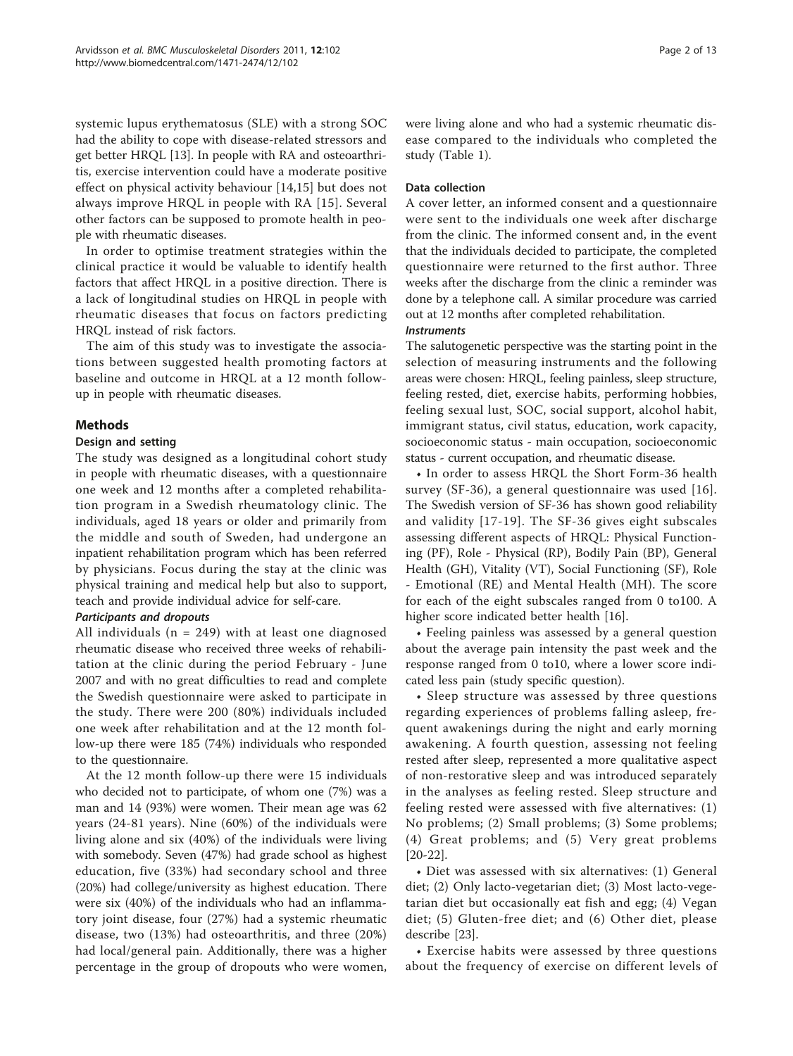systemic lupus erythematosus (SLE) with a strong SOC had the ability to cope with disease-related stressors and get better HRQL [13]. In people with RA and osteoarthritis, exercise intervention could have a moderate positive effect on physical activity behaviour [14,15] but does not always improve HRQL in people with RA [15]. Several other factors can be supposed to promote health in people with rheumatic diseases.

In order to optimise treatment strategies within the clinical practice it would be valuable to identify health factors that affect HRQL in a positive direction. There is a lack of longitudinal studies on HRQL in people with rheumatic diseases that focus on factors predicting HRQL instead of risk factors.

The aim of this study was to investigate the associations between suggested health promoting factors at baseline and outcome in HRQL at a 12 month follow-up in people with rheumatic diseases.

## Methods

### Design and setting

The study was designed as a longitudinal cohort study in people with rheumatic diseases, with a questionnaire one week and 12 months after a completed rehabilitation program in a Swedish rheumatology clinic. The individuals, aged 18 years or older and primarily from the middle and south of Sweden, had undergone an inpatient rehabilitation program which has been referred by physicians. Focus during the stay at the clinic was physical training and medical help but also to support, teach and provide individual advice for self-care.

#### *Participants and dropouts*

All individuals (n = 249) with at least one diagnosed rheumatic disease who received three weeks of rehabilitation at the clinic during the period February - June 2007 and with no great difficulties to read and complete the Swedish questionnaire were asked to participate in the study. There were 200 (80%) individuals included one week after rehabilitation and at the 12 month follow-up there were 185 (74%) individuals who responded to the questionnaire.

At the 12 month follow-up there were 15 individuals who decided not to participate, of whom one (7%) was a man and 14 (93%) were women. Their mean age was 62 years (24-81 years). Nine (60%) of the individuals were living alone and six (40%) of the individuals were living with somebody. Seven (47%) had grade school as highest education, five (33%) had secondary school and three (20%) had college/university as highest education. There were six (40%) of the individuals who had an inflammatory joint disease, four (27%) had a systemic rheumatic disease, two (13%) had osteoarthritis, and three (20%) had local/general pain. Additionally, there was a higher percentage in the group of dropouts who were women, were living alone and who had a systemic rheumatic disease compared to the individuals who completed the study (Table 1).

### Data collection

A cover letter, an informed consent and a questionnaire were sent to the individuals one week after discharge from the clinic. The informed consent and, in the event that the individuals decided to participate, the completed questionnaire were returned to the first author. Three weeks after the discharge from the clinic a reminder was done by a telephone call. A similar procedure was carried out at 12 months after completed rehabilitation.

#### *Instruments*

The salutogenetic perspective was the starting point in the selection of measuring instruments and the following areas were chosen: HRQL, feeling painless, sleep structure, feeling rested, diet, exercise habits, performing hobbies, feeling sexual lust, SOC, social support, alcohol habit, immigrant status, civil status, education, work capacity, socioeconomic status - main occupation, socioeconomic status - current occupation, and rheumatic disease.

- In order to assess HRQL the Short Form-36 health survey (SF-36), a general questionnaire was used [16]. The Swedish version of SF-36 has shown good reliability and validity [17-19]. The SF-36 gives eight subscales assessing different aspects of HRQL: Physical Functioning (PF), Role - Physical (RP), Bodily Pain (BP), General Health (GH), Vitality (VT), Social Functioning (SF), Role - Emotional (RE) and Mental Health (MH). The score for each of the eight subscales ranged from 0 to100. A higher score indicated better health [16].
- Feeling painless was assessed by a general question about the average pain intensity the past week and the response ranged from 0 to10, where a lower score indicated less pain (study specific question).
- Sleep structure was assessed by three questions regarding experiences of problems falling asleep, frequent awakenings during the night and early morning awakening. A fourth question, assessing not feeling rested after sleep, represented a more qualitative aspect of non-restorative sleep and was introduced separately in the analyses as feeling rested. Sleep structure and feeling rested were assessed with five alternatives: (1) No problems; (2) Small problems; (3) Some problems; (4) Great problems; and (5) Very great problems [20-22].
- Diet was assessed with six alternatives: (1) General diet; (2) Only lacto-vegetarian diet; (3) Most lacto-vegetarian diet but occasionally eat fish and egg; (4) Vegan diet; (5) Gluten-free diet; and (6) Other diet, please describe [23].
- Exercise habits were assessed by three questions about the frequency of exercise on different levels of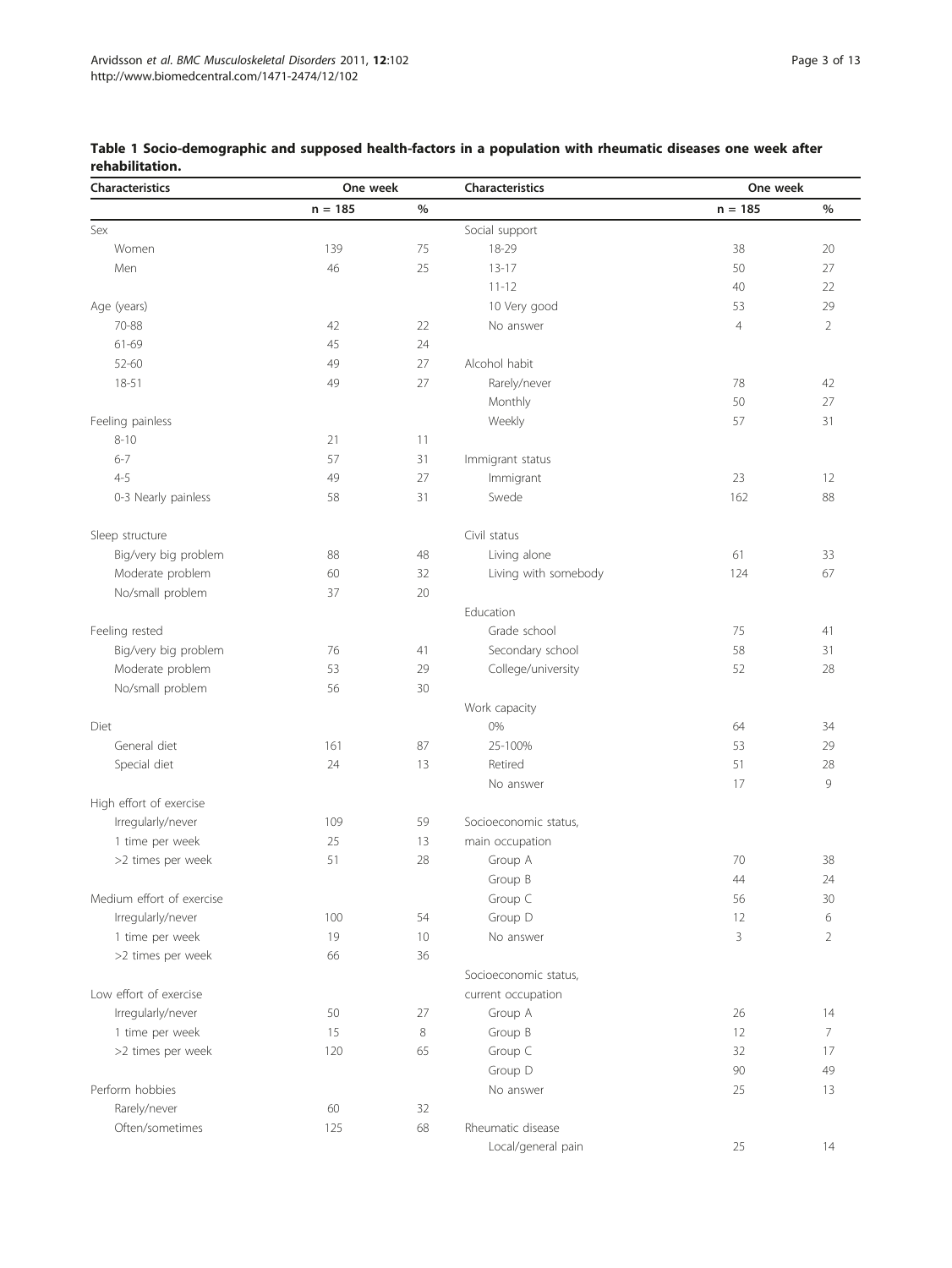**Table 1 Socio-demographic and supposed health-factors in a population with rheumatic diseases one week after rehabilitation.**

| Characteristics | One week | | Characteristics | One week | |
|---|---|---|---|---|---|
| | n = 185 | % | | n = 185 | % |
| Sex | | | Social support | | |
| Women | 139 | 75 | 18-29 | 38 | 20 |
| Men | 46 | 25 | 13-17 | 50 | 27 |
| | | | 11-12 | 40 | 22 |
| Age (years) | | | 10 Very good | 53 | 29 |
| 70-88 | 42 | 22 | No answer | 4 | 2 |
| 61-69 | 45 | 24 | | | |
| 52-60 | 49 | 27 | Alcohol habit | | |
| 18-51 | 49 | 27 | Rarely/never | 78 | 42 |
| | | | Monthly | 50 | 27 |
| Feeling painless | | | Weekly | 57 | 31 |
| 8-10 | 21 | 11 | | | |
| 6-7 | 57 | 31 | Immigrant status | | |
| 4-5 | 49 | 27 | Immigrant | 23 | 12 |
| 0-3 Nearly painless | 58 | 31 | Swede | 162 | 88 |
| | | | | | |
| Sleep structure | | | Civil status | | |
| Big/very big problem | 88 | 48 | Living alone | 61 | 33 |
| Moderate problem | 60 | 32 | Living with somebody | 124 | 67 |
| No/small problem | 37 | 20 | | | |
| | | | Education | | |
| Feeling rested | | | Grade school | 75 | 41 |
| Big/very big problem | 76 | 41 | Secondary school | 58 | 31 |
| Moderate problem | 53 | 29 | College/university | 52 | 28 |
| No/small problem | 56 | 30 | | | |
| | | | Work capacity | | |
| Diet | | | 0% | 64 | 34 |
| General diet | 161 | 87 | 25-100% | 53 | 29 |
| Special diet | 24 | 13 | Retired | 51 | 28 |
| | | | No answer | 17 | 9 |
| High effort of exercise | | | | | |
| Irregularly/never | 109 | 59 | Socioeconomic status, | | |
| 1 time per week | 25 | 13 | main occupation | | |
| >2 times per week | 51 | 28 | Group A | 70 | 38 |
| | | | Group B | 44 | 24 |
| Medium effort of exercise | | | Group C | 56 | 30 |
| Irregularly/never | 100 | 54 | Group D | 12 | 6 |
| 1 time per week | 19 | 10 | No answer | 3 | 2 |
| >2 times per week | 66 | 36 | | | |
| | | | Socioeconomic status, | | |
| Low effort of exercise | | | current occupation | | |
| Irregularly/never | 50 | 27 | Group A | 26 | 14 |
| 1 time per week | 15 | 8 | Group B | 12 | 7 |
| >2 times per week | 120 | 65 | Group C | 32 | 17 |
| | | | Group D | 90 | 49 |
| Perform hobbies | | | No answer | 25 | 13 |
| Rarely/never | 60 | 32 | | | |
| Often/sometimes | 125 | 68 | Rheumatic disease | | |
| | | | Local/general pain | 25 | 14 |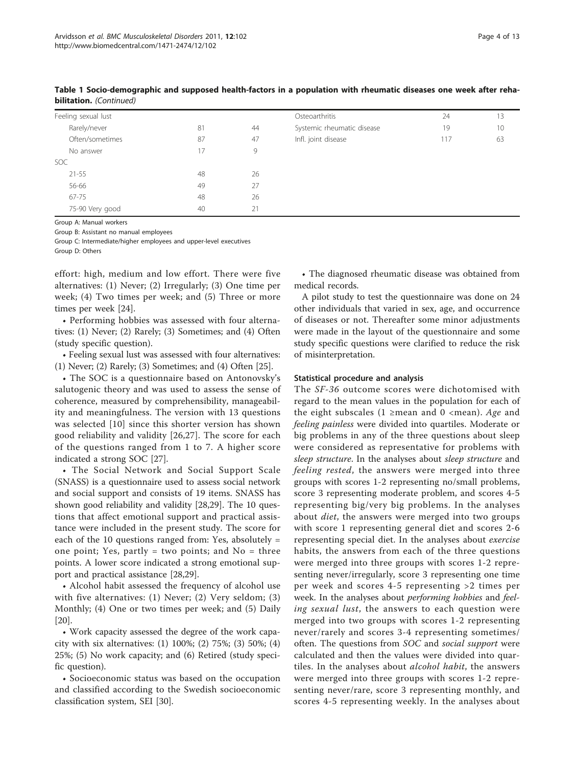**Table 1 Socio-demographic and supposed health-factors in a population with rheumatic diseases one week after rehabilitation.** *(Continued)*

| | | | | | |
|---|---|---|---|---|---|
| Feeling sexual lust | | | Osteoarthritis | 24 | 13 |
| Rarely/never | 81 | 44 | Systemic rheumatic disease | 19 | 10 |
| Often/sometimes | 87 | 47 | Infl. joint disease | 117 | 63 |
| No answer | 17 | 9 | | | |
| SOC | | | | | |
| 21-55 | 48 | 26 | | | |
| 56-66 | 49 | 27 | | | |
| 67-75 | 48 | 26 | | | |
| 75-90 Very good | 40 | 21 | | | |

Group A: Manual workers

Group B: Assistant no manual employees

Group C: Intermediate/higher employees and upper-level executives

Group D: Others

effort: high, medium and low effort. There were five alternatives: (1) Never; (2) Irregularly; (3) One time per week; (4) Two times per week; and (5) Three or more times per week [24].

- Performing hobbies was assessed with four alternatives: (1) Never; (2) Rarely; (3) Sometimes; and (4) Often (study specific question).
- Feeling sexual lust was assessed with four alternatives: (1) Never; (2) Rarely; (3) Sometimes; and (4) Often [25].
- The SOC is a questionnaire based on Antonovsky's salutogenic theory and was used to assess the sense of coherence, measured by comprehensibility, manageability and meaningfulness. The version with 13 questions was selected [10] since this shorter version has shown good reliability and validity [26,27]. The score for each of the questions ranged from 1 to 7. A higher score indicated a strong SOC [27].
- The Social Network and Social Support Scale (SNASS) is a questionnaire used to assess social network and social support and consists of 19 items. SNASS has shown good reliability and validity [28,29]. The 10 questions that affect emotional support and practical assistance were included in the present study. The score for each of the 10 questions ranged from: Yes, absolutely = one point; Yes, partly = two points; and No = three points. A lower score indicated a strong emotional support and practical assistance [28,29].
- Alcohol habit assessed the frequency of alcohol use with five alternatives: (1) Never; (2) Very seldom; (3) Monthly; (4) One or two times per week; and (5) Daily [20].
- Work capacity assessed the degree of the work capacity with six alternatives: (1) 100%; (2) 75%; (3) 50%; (4) 25%; (5) No work capacity; and (6) Retired (study specific question).
- Socioeconomic status was based on the occupation and classified according to the Swedish socioeconomic classification system, SEI [30].
- The diagnosed rheumatic disease was obtained from medical records.

A pilot study to test the questionnaire was done on 24 other individuals that varied in sex, age, and occurrence of diseases or not. Thereafter some minor adjustments were made in the layout of the questionnaire and some study specific questions were clarified to reduce the risk of misinterpretation.

#### Statistical procedure and analysis

The *SF-36* outcome scores were dichotomised with regard to the mean values in the population for each of the eight subscales (1 ≥mean and 0 <mean). *Age* and *feeling painless* were divided into quartiles. Moderate or big problems in any of the three questions about sleep were considered as representative for problems with *sleep structure*. In the analyses about *sleep structure* and *feeling rested*, the answers were merged into three groups with scores 1-2 representing no/small problems, score 3 representing moderate problem, and scores 4-5 representing big/very big problems. In the analyses about *diet*, the answers were merged into two groups with score 1 representing general diet and scores 2-6 representing special diet. In the analyses about *exercise* habits, the answers from each of the three questions were merged into three groups with scores 1-2 representing never/irregularly, score 3 representing one time per week and scores 4-5 representing >2 times per week. In the analyses about *performing hobbies* and *feeling sexual lust*, the answers to each question were merged into two groups with scores 1-2 representing never/rarely and scores 3-4 representing sometimes/often. The questions from *SOC* and *social support* were calculated and then the values were divided into quartiles. In the analyses about *alcohol habit*, the answers were merged into three groups with scores 1-2 representing never/rare, score 3 representing monthly, and scores 4-5 representing weekly. In the analyses about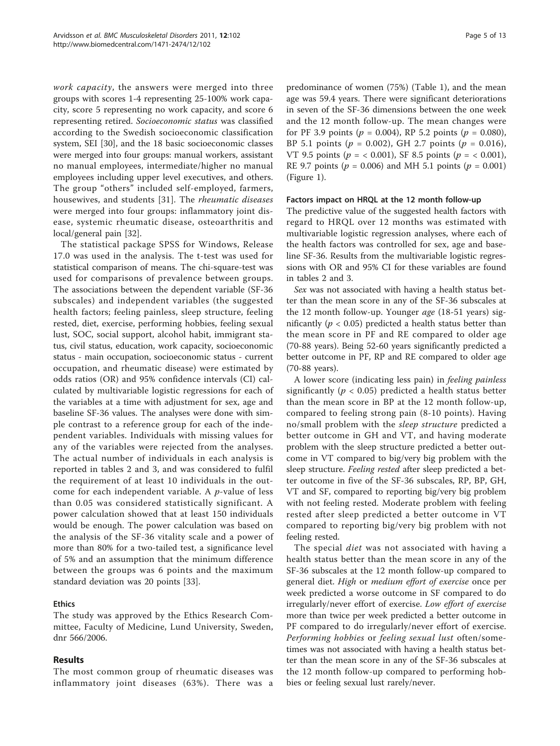*work capacity*, the answers were merged into three groups with scores 1-4 representing 25-100% work capacity, score 5 representing no work capacity, and score 6 representing retired. *Socioeconomic status* was classified according to the Swedish socioeconomic classification system, SEI [30], and the 18 basic socioeconomic classes were merged into four groups: manual workers, assistant no manual employees, intermediate/higher no manual employees including upper level executives, and others. The group "others" included self-employed, farmers, housewives, and students [31]. The *rheumatic diseases* were merged into four groups: inflammatory joint disease, systemic rheumatic disease, osteoarthritis and local/general pain [32].

The statistical package SPSS for Windows, Release 17.0 was used in the analysis. The t-test was used for statistical comparison of means. The chi-square-test was used for comparisons of prevalence between groups. The associations between the dependent variable (SF-36 subscales) and independent variables (the suggested health factors; feeling painless, sleep structure, feeling rested, diet, exercise, performing hobbies, feeling sexual lust, SOC, social support, alcohol habit, immigrant status, civil status, education, work capacity, socioeconomic status - main occupation, socioeconomic status - current occupation, and rheumatic disease) were estimated by odds ratios (OR) and 95% confidence intervals (CI) calculated by multivariable logistic regressions for each of the variables at a time with adjustment for sex, age and baseline SF-36 values. The analyses were done with simple contrast to a reference group for each of the independent variables. Individuals with missing values for any of the variables were rejected from the analyses. The actual number of individuals in each analysis is reported in tables 2 and 3, and was considered to fulfil the requirement of at least 10 individuals in the outcome for each independent variable. A $p$-value of less than 0.05 was considered statistically significant. A power calculation showed that at least 150 individuals would be enough. The power calculation was based on the analysis of the SF-36 vitality scale and a power of more than 80% for a two-tailed test, a significance level of 5% and an assumption that the minimum difference between the groups was 6 points and the maximum standard deviation was 20 points [33].

### Ethics

The study was approved by the Ethics Research Committee, Faculty of Medicine, Lund University, Sweden, dnr 566/2006.

## Results

The most common group of rheumatic diseases was inflammatory joint diseases (63%). There was a predominance of women (75%) (Table 1), and the mean age was 59.4 years. There were significant deteriorations in seven of the SF-36 dimensions between the one week and the 12 month follow-up. The mean changes were for PF 3.9 points ($p$ = 0.004), RP 5.2 points ($p$ = 0.080), BP 5.1 points ($p$ = 0.002), GH 2.7 points ($p$ = 0.016), VT 9.5 points ($p$ = < 0.001), SF 8.5 points ($p$ = < 0.001), RE 9.7 points ($p$ = 0.006) and MH 5.1 points ($p$ = 0.001) (Figure 1).

### Factors impact on HRQL at the 12 month follow-up

The predictive value of the suggested health factors with regard to HRQL over 12 months was estimated with multivariable logistic regression analyses, where each of the health factors was controlled for sex, age and baseline SF-36. Results from the multivariable logistic regressions with OR and 95% CI for these variables are found in tables 2 and 3.

*Sex* was not associated with having a health status better than the mean score in any of the SF-36 subscales at the 12 month follow-up. Younger *age* (18-51 years) significantly ($p < 0.05$) predicted a health status better than the mean score in PF and RE compared to older age (70-88 years). Being 52-60 years significantly predicted a better outcome in PF, RP and RE compared to older age (70-88 years).

A lower score (indicating less pain) in *feeling painless* significantly ($p < 0.05$) predicted a health status better than the mean score in BP at the 12 month follow-up, compared to feeling strong pain (8-10 points). Having no/small problem with the *sleep structure* predicted a better outcome in GH and VT, and having moderate problem with the sleep structure predicted a better outcome in VT compared to big/very big problem with the sleep structure. *Feeling rested* after sleep predicted a better outcome in five of the SF-36 subscales, RP, BP, GH, VT and SF, compared to reporting big/very big problem with not feeling rested. Moderate problem with feeling rested after sleep predicted a better outcome in VT compared to reporting big/very big problem with not feeling rested.

The special *diet* was not associated with having a health status better than the mean score in any of the SF-36 subscales at the 12 month follow-up compared to general diet. *High* or *medium effort of exercise* once per week predicted a worse outcome in SF compared to do irregularly/never effort of exercise. *Low effort of exercise* more than twice per week predicted a better outcome in PF compared to do irregularly/never effort of exercise. *Performing hobbies* or *feeling sexual lust* often/sometimes was not associated with having a health status better than the mean score in any of the SF-36 subscales at the 12 month follow-up compared to performing hobbies or feeling sexual lust rarely/never.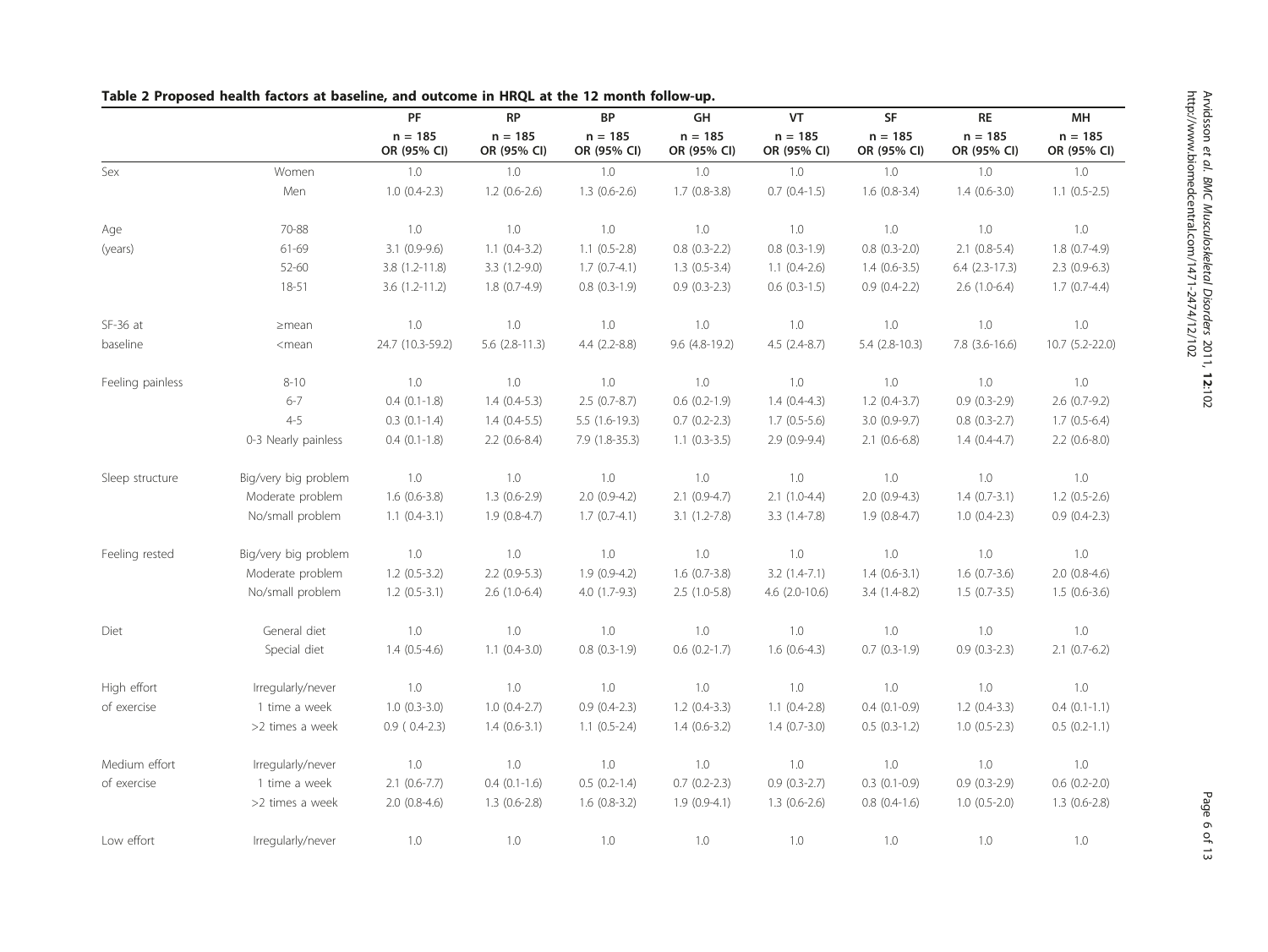**Table 2 Proposed health factors at baseline, and outcome in HRQL at the 12 month follow-up.**

| | | PF | RP | BP | GH | VT | SF | RE | MH |
|---|---|---|---|---|---|---|---|---|---|
| | | n = 185 OR (95% CI) | n = 185 OR (95% CI) | n = 185 OR (95% CI) | n = 185 OR (95% CI) | n = 185 OR (95% CI) | n = 185 OR (95% CI) | n = 185 OR (95% CI) | n = 185 OR (95% CI) |
| Sex | Women | 1.0 | 1.0 | 1.0 | 1.0 | 1.0 | 1.0 | 1.0 | 1.0 |
| | Men | 1.0 (0.4-2.3) | 1.2 (0.6-2.6) | 1.3 (0.6-2.6) | 1.7 (0.8-3.8) | 0.7 (0.4-1.5) | 1.6 (0.8-3.4) | 1.4 (0.6-3.0) | 1.1 (0.5-2.5) |
| Age | 70-88 | 1.0 | 1.0 | 1.0 | 1.0 | 1.0 | 1.0 | 1.0 | 1.0 |
| (years) | 61-69 | 3.1 (0.9-9.6) | 1.1 (0.4-3.2) | 1.1 (0.5-2.8) | 0.8 (0.3-2.2) | 0.8 (0.3-1.9) | 0.8 (0.3-2.0) | 2.1 (0.8-5.4) | 1.8 (0.7-4.9) |
| | 52-60 | 3.8 (1.2-11.8) | 3.3 (1.2-9.0) | 1.7 (0.7-4.1) | 1.3 (0.5-3.4) | 1.1 (0.4-2.6) | 1.4 (0.6-3.5) | 6.4 (2.3-17.3) | 2.3 (0.9-6.3) |
| | 18-51 | 3.6 (1.2-11.2) | 1.8 (0.7-4.9) | 0.8 (0.3-1.9) | 0.9 (0.3-2.3) | 0.6 (0.3-1.5) | 0.9 (0.4-2.2) | 2.6 (1.0-6.4) | 1.7 (0.7-4.4) |
| SF-36 at | ≥mean | 1.0 | 1.0 | 1.0 | 1.0 | 1.0 | 1.0 | 1.0 | 1.0 |
| baseline | <mean | 24.7 (10.3-59.2) | 5.6 (2.8-11.3) | 4.4 (2.2-8.8) | 9.6 (4.8-19.2) | 4.5 (2.4-8.7) | 5.4 (2.8-10.3) | 7.8 (3.6-16.6) | 10.7 (5.2-22.0) |
| Feeling painless | 8-10 | 1.0 | 1.0 | 1.0 | 1.0 | 1.0 | 1.0 | 1.0 | 1.0 |
| | 6-7 | 0.4 (0.1-1.8) | 1.4 (0.4-5.3) | 2.5 (0.7-8.7) | 0.6 (0.2-1.9) | 1.4 (0.4-4.3) | 1.2 (0.4-3.7) | 0.9 (0.3-2.9) | 2.6 (0.7-9.2) |
| | 4-5 | 0.3 (0.1-1.4) | 1.4 (0.4-5.5) | 5.5 (1.6-19.3) | 0.7 (0.2-2.3) | 1.7 (0.5-5.6) | 3.0 (0.9-9.7) | 0.8 (0.3-2.7) | 1.7 (0.5-6.4) |
| | 0-3 Nearly painless | 0.4 (0.1-1.8) | 2.2 (0.6-8.4) | 7.9 (1.8-35.3) | 1.1 (0.3-3.5) | 2.9 (0.9-9.4) | 2.1 (0.6-6.8) | 1.4 (0.4-4.7) | 2.2 (0.6-8.0) |
| Sleep structure | Big/very big problem | 1.0 | 1.0 | 1.0 | 1.0 | 1.0 | 1.0 | 1.0 | 1.0 |
| | Moderate problem | 1.6 (0.6-3.8) | 1.3 (0.6-2.9) | 2.0 (0.9-4.2) | 2.1 (0.9-4.7) | 2.1 (1.0-4.4) | 2.0 (0.9-4.3) | 1.4 (0.7-3.1) | 1.2 (0.5-2.6) |
| | No/small problem | 1.1 (0.4-3.1) | 1.9 (0.8-4.7) | 1.7 (0.7-4.1) | 3.1 (1.2-7.8) | 3.3 (1.4-7.8) | 1.9 (0.8-4.7) | 1.0 (0.4-2.3) | 0.9 (0.4-2.3) |
| Feeling rested | Big/very big problem | 1.0 | 1.0 | 1.0 | 1.0 | 1.0 | 1.0 | 1.0 | 1.0 |
| | Moderate problem | 1.2 (0.5-3.2) | 2.2 (0.9-5.3) | 1.9 (0.9-4.2) | 1.6 (0.7-3.8) | 3.2 (1.4-7.1) | 1.4 (0.6-3.1) | 1.6 (0.7-3.6) | 2.0 (0.8-4.6) |
| | No/small problem | 1.2 (0.5-3.1) | 2.6 (1.0-6.4) | 4.0 (1.7-9.3) | 2.5 (1.0-5.8) | 4.6 (2.0-10.6) | 3.4 (1.4-8.2) | 1.5 (0.7-3.5) | 1.5 (0.6-3.6) |
| Diet | General diet | 1.0 | 1.0 | 1.0 | 1.0 | 1.0 | 1.0 | 1.0 | 1.0 |
| | Special diet | 1.4 (0.5-4.6) | 1.1 (0.4-3.0) | 0.8 (0.3-1.9) | 0.6 (0.2-1.7) | 1.6 (0.6-4.3) | 0.7 (0.3-1.9) | 0.9 (0.3-2.3) | 2.1 (0.7-6.2) |
| High effort | Irregularly/never | 1.0 | 1.0 | 1.0 | 1.0 | 1.0 | 1.0 | 1.0 | 1.0 |
| of exercise | 1 time a week | 1.0 (0.3-3.0) | 1.0 (0.4-2.7) | 0.9 (0.4-2.3) | 1.2 (0.4-3.3) | 1.1 (0.4-2.8) | 0.4 (0.1-0.9) | 1.2 (0.4-3.3) | 0.4 (0.1-1.1) |
| | >2 times a week | 0.9 ( 0.4-2.3) | 1.4 (0.6-3.1) | 1.1 (0.5-2.4) | 1.4 (0.6-3.2) | 1.4 (0.7-3.0) | 0.5 (0.3-1.2) | 1.0 (0.5-2.3) | 0.5 (0.2-1.1) |
| Medium effort | Irregularly/never | 1.0 | 1.0 | 1.0 | 1.0 | 1.0 | 1.0 | 1.0 | 1.0 |
| of exercise | 1 time a week | 2.1 (0.6-7.7) | 0.4 (0.1-1.6) | 0.5 (0.2-1.4) | 0.7 (0.2-2.3) | 0.9 (0.3-2.7) | 0.3 (0.1-0.9) | 0.9 (0.3-2.9) | 0.6 (0.2-2.0) |
| | >2 times a week | 2.0 (0.8-4.6) | 1.3 (0.6-2.8) | 1.6 (0.8-3.2) | 1.9 (0.9-4.1) | 1.3 (0.6-2.6) | 0.8 (0.4-1.6) | 1.0 (0.5-2.0) | 1.3 (0.6-2.8) |
| Low effort | Irregularly/never | 1.0 | 1.0 | 1.0 | 1.0 | 1.0 | 1.0 | 1.0 | 1.0 |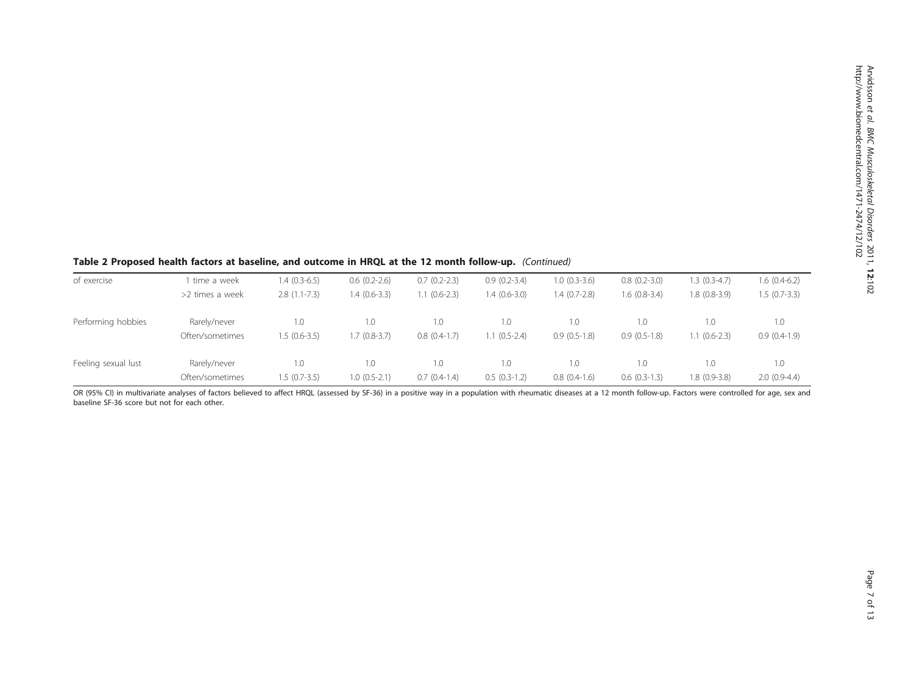**Table 2 Proposed health factors at baseline, and outcome in HRQL at the 12 month follow-up.** *(Continued)*

| | | | | | | | | | |
|---|---|---|---|---|---|---|---|---|---|
| of exercise | 1 time a week | 1.4 (0.3-6.5) | 0.6 (0.2-2.6) | 0.7 (0.2-2.3) | 0.9 (0.2-3.4) | 1.0 (0.3-3.6) | 0.8 (0.2-3.0) | 1.3 (0.3-4.7) | 1.6 (0.4-6.2) |
| | >2 times a week | 2.8 (1.1-7.3) | 1.4 (0.6-3.3) | 1.1 (0.6-2.3) | 1.4 (0.6-3.0) | 1.4 (0.7-2.8) | 1.6 (0.8-3.4) | 1.8 (0.8-3.9) | 1.5 (0.7-3.3) |
| Performing hobbies | Rarely/never | 1.0 | 1.0 | 1.0 | 1.0 | 1.0 | 1.0 | 1.0 | 1.0 |
| | Often/sometimes | 1.5 (0.6-3.5) | 1.7 (0.8-3.7) | 0.8 (0.4-1.7) | 1.1 (0.5-2.4) | 0.9 (0.5-1.8) | 0.9 (0.5-1.8) | 1.1 (0.6-2.3) | 0.9 (0.4-1.9) |
| Feeling sexual lust | Rarely/never | 1.0 | 1.0 | 1.0 | 1.0 | 1.0 | 1.0 | 1.0 | 1.0 |
| | Often/sometimes | 1.5 (0.7-3.5) | 1.0 (0.5-2.1) | 0.7 (0.4-1.4) | 0.5 (0.3-1.2) | 0.8 (0.4-1.6) | 0.6 (0.3-1.3) | 1.8 (0.9-3.8) | 2.0 (0.9-4.4) |

OR (95% CI) in multivariate analyses of factors believed to affect HRQL (assessed by SF-36) in a positive way in a population with rheumatic diseases at a 12 month follow-up. Factors were controlled for age, sex and baseline SF-36 score but not for each other.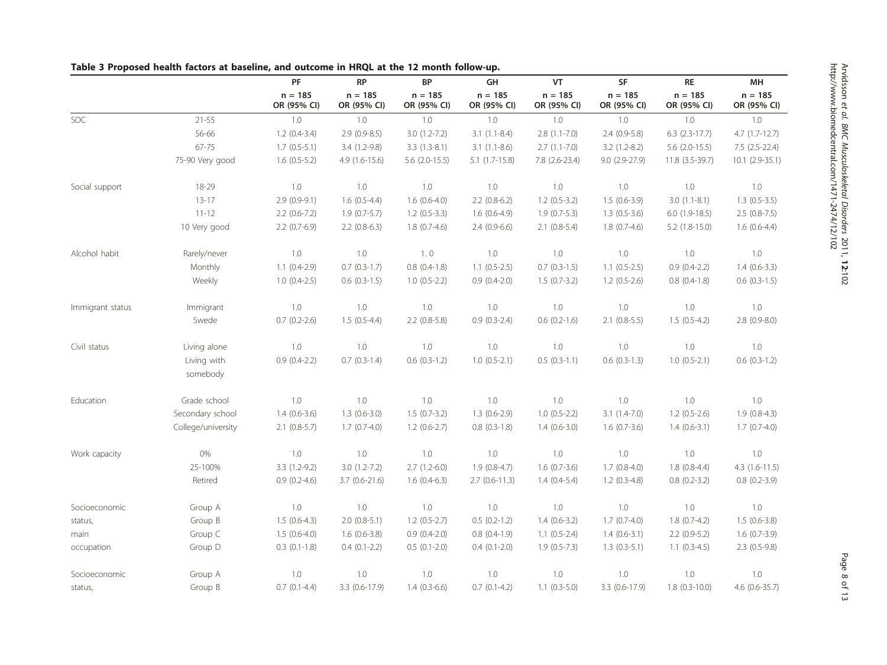**Table 3 Proposed health factors at baseline, and outcome in HRQL at the 12 month follow-up.**

| | | PF | RP | BP | GH | VT | SF | RE | MH |
|---|---|---|---|---|---|---|---|---|---|
| | | n = 185 OR (95% CI) | n = 185 OR (95% CI) | n = 185 OR (95% CI) | n = 185 OR (95% CI) | n = 185 OR (95% CI) | n = 185 OR (95% CI) | n = 185 OR (95% CI) | n = 185 OR (95% CI) |
| SOC | 21-55 | 1.0 | 1.0 | 1.0 | 1.0 | 1.0 | 1.0 | 1.0 | 1.0 |
| | 56-66 | 1.2 (0.4-3.4) | 2.9 (0.9-8.5) | 3.0 (1.2-7.2) | 3.1 (1.1-8.4) | 2.8 (1.1-7.0) | 2.4 (0.9-5.8) | 6.3 (2.3-17.7) | 4.7 (1.7-12.7) |
| | 67-75 | 1.7 (0.5-5.1) | 3.4 (1.2-9.8) | 3.3 (1.3-8.1) | 3.1 (1.1-8.6) | 2.7 (1.1-7.0) | 3.2 (1.2-8.2) | 5.6 (2.0-15.5) | 7.5 (2.5-22.4) |
| | 75-90 Very good | 1.6 (0.5-5.2) | 4.9 (1.6-15.6) | 5.6 (2.0-15.5) | 5.1 (1.7-15.8) | 7.8 (2.6-23.4) | 9.0 (2.9-27.9) | 11.8 (3.5-39.7) | 10.1 (2.9-35.1) |
| Social support | 18-29 | 1.0 | 1.0 | 1.0 | 1.0 | 1.0 | 1.0 | 1.0 | 1.0 |
| | 13-17 | 2.9 (0.9-9.1) | 1.6 (0.5-4.4) | 1.6 (0.6-4.0) | 2.2 (0.8-6.2) | 1.2 (0.5-3.2) | 1.5 (0.6-3.9) | 3.0 (1.1-8.1) | 1.3 (0.5-3.5) |
| | 11-12 | 2.2 (0.6-7.2) | 1.9 (0.7-5.7) | 1.2 (0.5-3.3) | 1.6 (0.6-4.9) | 1.9 (0.7-5.3) | 1.3 (0.5-3.6) | 6.0 (1.9-18.5) | 2.5 (0.8-7.5) |
| | 10 Very good | 2.2 (0.7-6.9) | 2.2 (0.8-6.3) | 1.8 (0.7-4.6) | 2.4 (0.9-6.6) | 2.1 (0.8-5.4) | 1.8 (0.7-4.6) | 5.2 (1.8-15.0) | 1.6 (0.6-4.4) |
| Alcohol habit | Rarely/never | 1.0 | 1.0 | 1. 0 | 1.0 | 1.0 | 1.0 | 1.0 | 1.0 |
| | Monthly | 1.1 (0.4-2.9) | 0.7 (0.3-1.7) | 0.8 (0.4-1.8) | 1.1 (0.5-2.5) | 0.7 (0.3-1.5) | 1.1 (0.5-2.5) | 0.9 (0.4-2.2) | 1.4 (0.6-3.3) |
| | Weekly | 1.0 (0.4-2.5) | 0.6 (0.3-1.5) | 1.0 (0.5-2.2) | 0.9 (0.4-2.0) | 1.5 (0.7-3.2) | 1.2 (0.5-2.6) | 0.8 (0.4-1.8) | 0.6 (0.3-1.5) |
| Immigrant status | Immigrant | 1.0 | 1.0 | 1.0 | 1.0 | 1.0 | 1.0 | 1.0 | 1.0 |
| | Swede | 0.7 (0.2-2.6) | 1.5 (0.5-4.4) | 2.2 (0.8-5.8) | 0.9 (0.3-2.4) | 0.6 (0.2-1.6) | 2.1 (0.8-5.5) | 1.5 (0.5-4.2) | 2.8 (0.9-8.0) |
| Civil status | Living alone | 1.0 | 1.0 | 1.0 | 1.0 | 1.0 | 1.0 | 1.0 | 1.0 |
| | Living with somebody | 0.9 (0.4-2.2) | 0.7 (0.3-1.4) | 0.6 (0.3-1.2) | 1.0 (0.5-2.1) | 0.5 (0.3-1.1) | 0.6 (0.3-1.3) | 1.0 (0.5-2.1) | 0.6 (0.3-1.2) |
| Education | Grade school | 1.0 | 1.0 | 1.0 | 1.0 | 1.0 | 1.0 | 1.0 | 1.0 |
| | Secondary school | 1.4 (0.6-3.6) | 1.3 (0.6-3.0) | 1.5 (0.7-3.2) | 1.3 (0.6-2.9) | 1.0 (0.5-2.2) | 3.1 (1.4-7.0) | 1.2 (0.5-2.6) | 1.9 (0.8-4.3) |
| | College/university | 2.1 (0.8-5.7) | 1.7 (0.7-4.0) | 1.2 (0.6-2.7) | 0.8 (0.3-1.8) | 1.4 (0.6-3.0) | 1.6 (0.7-3.6) | 1.4 (0.6-3.1) | 1.7 (0.7-4.0) |
| Work capacity | 0% | 1.0 | 1.0 | 1.0 | 1.0 | 1.0 | 1.0 | 1.0 | 1.0 |
| | 25-100% | 3.3 (1.2-9.2) | 3.0 (1.2-7.2) | 2.7 (1.2-6.0) | 1.9 (0.8-4.7) | 1.6 (0.7-3.6) | 1.7 (0.8-4.0) | 1.8 (0.8-4.4) | 4.3 (1.6-11.5) |
| | Retired | 0.9 (0.2-4.6) | 3.7 (0.6-21.6) | 1.6 (0.4-6.3) | 2.7 (0.6-11.3) | 1.4 (0.4-5.4) | 1.2 (0.3-4.8) | 0.8 (0.2-3.2) | 0.8 (0.2-3.9) |
| Socioeconomic status, main occupation | Group A | 1.0 | 1.0 | 1.0 | 1.0 | 1.0 | 1.0 | 1.0 | 1.0 |
| | Group B | 1.5 (0.6-4.3) | 2.0 (0.8-5.1) | 1.2 (0.5-2.7) | 0.5 (0.2-1.2) | 1.4 (0.6-3.2) | 1.7 (0.7-4.0) | 1.8 (0.7-4.2) | 1.5 (0.6-3.8) |
| | Group C | 1.5 (0.6-4.0) | 1.6 (0.6-3.8) | 0.9 (0.4-2.0) | 0.8 (0.4-1.9) | 1.1 (0.5-2.4) | 1.4 (0.6-3.1) | 2.2 (0.9-5.2) | 1.6 (0.7-3.9) |
| | Group D | 0.3 (0.1-1.8) | 0.4 (0.1-2.2) | 0.5 (0.1-2.0) | 0.4 (0.1-2.0) | 1.9 (0.5-7.3) | 1.3 (0.3-5.1) | 1.1 (0.3-4.5) | 2.3 (0.5-9.8) |
| Socioeconomic status, | Group A | 1.0 | 1.0 | 1.0 | 1.0 | 1.0 | 1.0 | 1.0 | 1.0 |
| | Group B | 0.7 (0.1-4.4) | 3.3 (0.6-17.9) | 1.4 (0.3-6.6) | 0.7 (0.1-4.2) | 1.1 (0.3-5.0) | 3.3 (0.6-17.9) | 1.8 (0.3-10.0) | 4.6 (0.6-35.7) |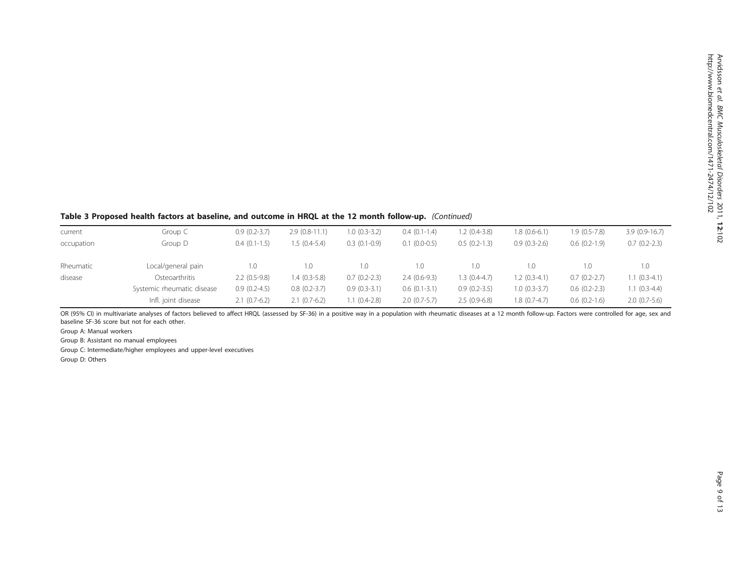**Table 3 Proposed health factors at baseline, and outcome in HRQL at the 12 month follow-up.** *(Continued)*

| | | | | | | | | | |
|---|---|---|---|---|---|---|---|---|---|
| current | Group C | 0.9 (0.2-3.7) | 2.9 (0.8-11.1) | 1.0 (0.3-3.2) | 0.4 (0.1-1.4) | 1.2 (0.4-3.8) | 1.8 (0.6-6.1) | 1.9 (0.5-7.8) | 3.9 (0.9-16.7) |
| occupation | Group D | 0.4 (0.1-1.5) | 1.5 (0.4-5.4) | 0.3 (0.1-0.9) | 0.1 (0.0-0.5) | 0.5 (0.2-1.3) | 0.9 (0.3-2.6) | 0.6 (0.2-1.9) | 0.7 (0.2-2.3) |
| Rheumatic | Local/general pain | 1.0 | 1.0 | 1.0 | 1.0 | 1.0 | 1.0 | 1.0 | 1.0 |
| disease | Osteoarthritis | 2.2 (0.5-9.8) | 1.4 (0.3-5.8) | 0.7 (0.2-2.3) | 2.4 (0.6-9.3) | 1.3 (0.4-4.7) | 1.2 (0.3-4.1) | 0.7 (0.2-2.7) | 1.1 (0.3-4.1) |
| | Systemic rheumatic disease | 0.9 (0.2-4.5) | 0.8 (0.2-3.7) | 0.9 (0.3-3.1) | 0.6 (0.1-3.1) | 0.9 (0.2-3.5) | 1.0 (0.3-3.7) | 0.6 (0.2-2.3) | 1.1 (0.3-4.4) |
| | Infl. joint disease | 2.1 (0.7-6.2) | 2.1 (0.7-6.2) | 1.1 (0.4-2.8) | 2.0 (0.7-5.7) | 2.5 (0.9-6.8) | 1.8 (0.7-4.7) | 0.6 (0.2-1.6) | 2.0 (0.7-5.6) |

OR (95% CI) in multivariate analyses of factors believed to affect HRQL (assessed by SF-36) in a positive way in a population with rheumatic diseases at a 12 month follow-up. Factors were controlled for age, sex and baseline SF-36 score but not for each other.

Group A: Manual workers

Group B: Assistant no manual employees

Group C: Intermediate/higher employees and upper-level executives

Group D: Others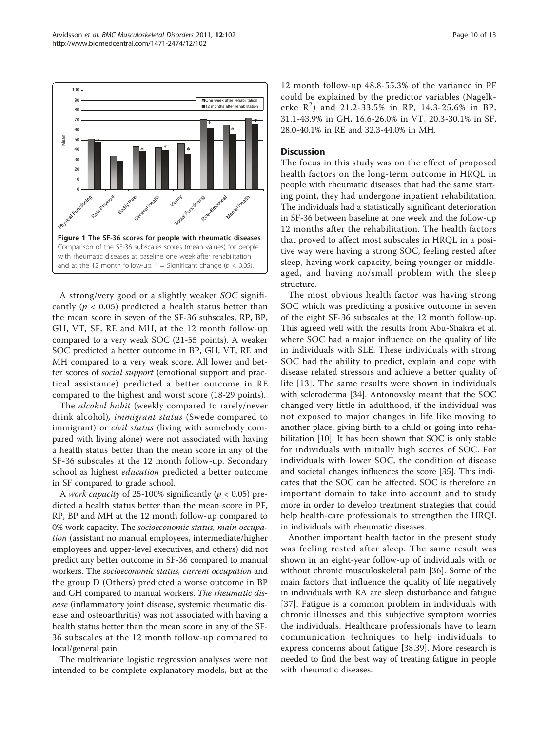**Figure 1 The SF-36 scores for people with rheumatic diseases**. Comparison of the SF-36 subscales scores (mean values) for people with rheumatic diseases at baseline one week after rehabilitation and at the 12 month follow-up. * = Significant change ($p < 0.05$).

A strong/very good or a slightly weaker *SOC* significantly ($p < 0.05$) predicted a health status better than the mean score in seven of the SF-36 subscales, RP, BP, GH, VT, SF, RE and MH, at the 12 month follow-up compared to a very weak SOC (21-55 points). A weaker SOC predicted a better outcome in BP, GH, VT, RE and MH compared to a very weak score. All lower and better scores of *social support* (emotional support and practical assistance) predicted a better outcome in RE compared to the highest and worst score (18-29 points).

The *alcohol habit* (weekly compared to rarely/never drink alcohol), *immigrant status* (Swede compared to immigrant) or *civil status* (living with somebody compared with living alone) were not associated with having a health status better than the mean score in any of the SF-36 subscales at the 12 month follow-up. Secondary school as highest *education* predicted a better outcome in SF compared to grade school.

A *work capacity* of 25-100% significantly ($p < 0.05$) predicted a health status better than the mean score in PF, RP, BP and MH at the 12 month follow-up compared to 0% work capacity. The *socioeconomic status, main occupation* (assistant no manual employees, intermediate/higher employees and upper-level executives, and others) did not predict any better outcome in SF-36 compared to manual workers. The *socioeconomic status, current occupation* and the group D (Others) predicted a worse outcome in BP and GH compared to manual workers. *The rheumatic disease* (inflammatory joint disease, systemic rheumatic disease and osteoarthritis) was not associated with having a health status better than the mean score in any of the SF-36 subscales at the 12 month follow-up compared to local/general pain.

The multivariate logistic regression analyses were not intended to be complete explanatory models, but at the 12 month follow-up 48.8-55.3% of the variance in PF could be explained by the predictor variables (Nagelkerke $R^2$) and 21.2-33.5% in RP, 14.3-25.6% in BP, 31.1-43.9% in GH, 16.6-26.0% in VT, 20.3-30.1% in SF, 28.0-40.1% in RE and 32.3-44.0% in MH.

## Discussion

The focus in this study was on the effect of proposed health factors on the long-term outcome in HRQL in people with rheumatic diseases that had the same starting point, they had undergone inpatient rehabilitation. The individuals had a statistically significant deterioration in SF-36 between baseline at one week and the follow-up 12 months after the rehabilitation. The health factors that proved to affect most subscales in HRQL in a positive way were having a strong SOC, feeling rested after sleep, having work capacity, being younger or middle-aged, and having no/small problem with the sleep structure.

The most obvious health factor was having strong SOC which was predicting a positive outcome in seven of the eight SF-36 subscales at the 12 month follow-up. This agreed well with the results from Abu-Shakra et al. where SOC had a major influence on the quality of life in individuals with SLE. These individuals with strong SOC had the ability to predict, explain and cope with disease related stressors and achieve a better quality of life [13]. The same results were shown in individuals with scleroderma [34]. Antonovsky meant that the SOC changed very little in adulthood, if the individual was not exposed to major changes in life like moving to another place, giving birth to a child or going into rehabilitation [10]. It has been shown that SOC is only stable for individuals with initially high scores of SOC. For individuals with lower SOC, the condition of disease and societal changes influences the score [35]. This indicates that the SOC can be affected. SOC is therefore an important domain to take into account and to study more in order to develop treatment strategies that could help health-care professionals to strengthen the HRQL in individuals with rheumatic diseases.

Another important health factor in the present study was feeling rested after sleep. The same result was shown in an eight-year follow-up of individuals with or without chronic musculoskeletal pain [36]. Some of the main factors that influence the quality of life negatively in individuals with RA are sleep disturbance and fatigue [37]. Fatigue is a common problem in individuals with chronic illnesses and this subjective symptom worries the individuals. Healthcare professionals have to learn communication techniques to help individuals to express concerns about fatigue [38,39]. More research is needed to find the best way of treating fatigue in people with rheumatic diseases.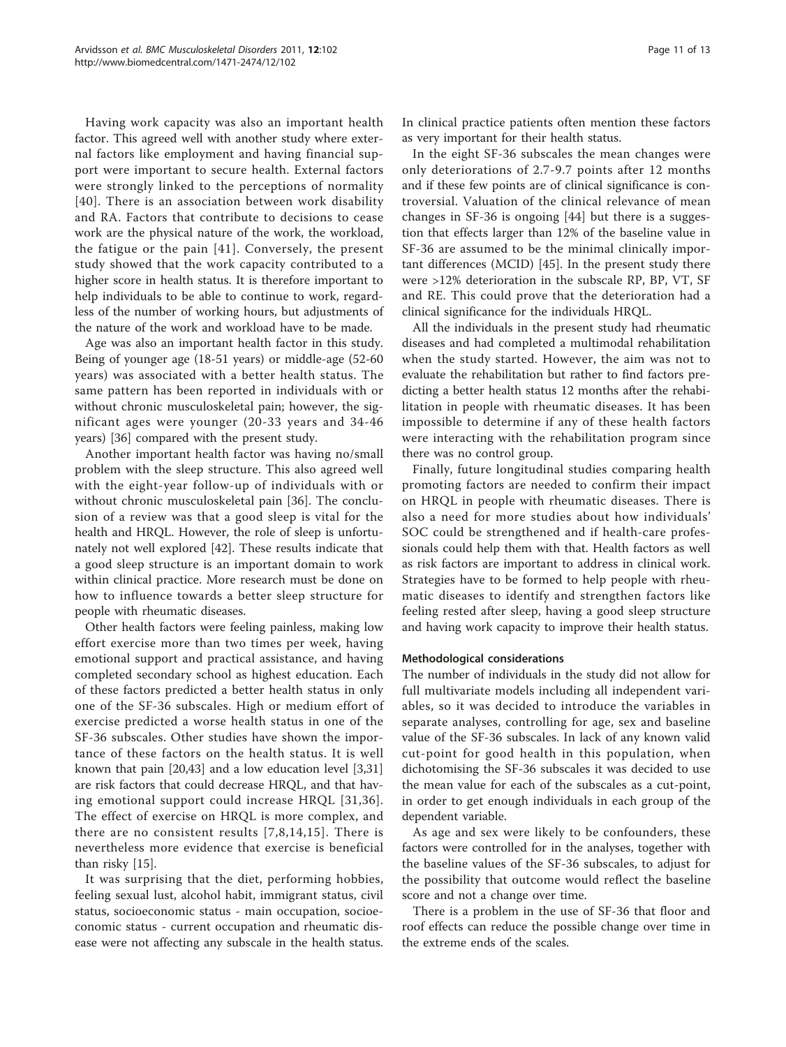Having work capacity was also an important health factor. This agreed well with another study where external factors like employment and having financial support were important to secure health. External factors were strongly linked to the perceptions of normality [40]. There is an association between work disability and RA. Factors that contribute to decisions to cease work are the physical nature of the work, the workload, the fatigue or the pain [41]. Conversely, the present study showed that the work capacity contributed to a higher score in health status. It is therefore important to help individuals to be able to continue to work, regardless of the number of working hours, but adjustments of the nature of the work and workload have to be made.

Age was also an important health factor in this study. Being of younger age (18-51 years) or middle-age (52-60 years) was associated with a better health status. The same pattern has been reported in individuals with or without chronic musculoskeletal pain; however, the significant ages were younger (20-33 years and 34-46 years) [36] compared with the present study.

Another important health factor was having no/small problem with the sleep structure. This also agreed well with the eight-year follow-up of individuals with or without chronic musculoskeletal pain [36]. The conclusion of a review was that a good sleep is vital for the health and HRQL. However, the role of sleep is unfortunately not well explored [42]. These results indicate that a good sleep structure is an important domain to work within clinical practice. More research must be done on how to influence towards a better sleep structure for people with rheumatic diseases.

Other health factors were feeling painless, making low effort exercise more than two times per week, having emotional support and practical assistance, and having completed secondary school as highest education. Each of these factors predicted a better health status in only one of the SF-36 subscales. High or medium effort of exercise predicted a worse health status in one of the SF-36 subscales. Other studies have shown the importance of these factors on the health status. It is well known that pain [20,43] and a low education level [3,31] are risk factors that could decrease HRQL, and that having emotional support could increase HRQL [31,36]. The effect of exercise on HRQL is more complex, and there are no consistent results [7,8,14,15]. There is nevertheless more evidence that exercise is beneficial than risky [15].

It was surprising that the diet, performing hobbies, feeling sexual lust, alcohol habit, immigrant status, civil status, socioeconomic status - main occupation, socioeconomic status - current occupation and rheumatic disease were not affecting any subscale in the health status. In clinical practice patients often mention these factors as very important for their health status.

In the eight SF-36 subscales the mean changes were only deteriorations of 2.7-9.7 points after 12 months and if these few points are of clinical significance is controversial. Valuation of the clinical relevance of mean changes in SF-36 is ongoing [44] but there is a suggestion that effects larger than 12% of the baseline value in SF-36 are assumed to be the minimal clinically important differences (MCID) [45]. In the present study there were >12% deterioration in the subscale RP, BP, VT, SF and RE. This could prove that the deterioration had a clinical significance for the individuals HRQL.

All the individuals in the present study had rheumatic diseases and had completed a multimodal rehabilitation when the study started. However, the aim was not to evaluate the rehabilitation but rather to find factors predicting a better health status 12 months after the rehabilitation in people with rheumatic diseases. It has been impossible to determine if any of these health factors were interacting with the rehabilitation program since there was no control group.

Finally, future longitudinal studies comparing health promoting factors are needed to confirm their impact on HRQL in people with rheumatic diseases. There is also a need for more studies about how individuals' SOC could be strengthened and if health-care professionals could help them with that. Health factors as well as risk factors are important to address in clinical work. Strategies have to be formed to help people with rheumatic diseases to identify and strengthen factors like feeling rested after sleep, having a good sleep structure and having work capacity to improve their health status.

#### Methodological considerations

The number of individuals in the study did not allow for full multivariate models including all independent variables, so it was decided to introduce the variables in separate analyses, controlling for age, sex and baseline value of the SF-36 subscales. In lack of any known valid cut-point for good health in this population, when dichotomising the SF-36 subscales it was decided to use the mean value for each of the subscales as a cut-point, in order to get enough individuals in each group of the dependent variable.

As age and sex were likely to be confounders, these factors were controlled for in the analyses, together with the baseline values of the SF-36 subscales, to adjust for the possibility that outcome would reflect the baseline score and not a change over time.

There is a problem in the use of SF-36 that floor and roof effects can reduce the possible change over time in the extreme ends of the scales.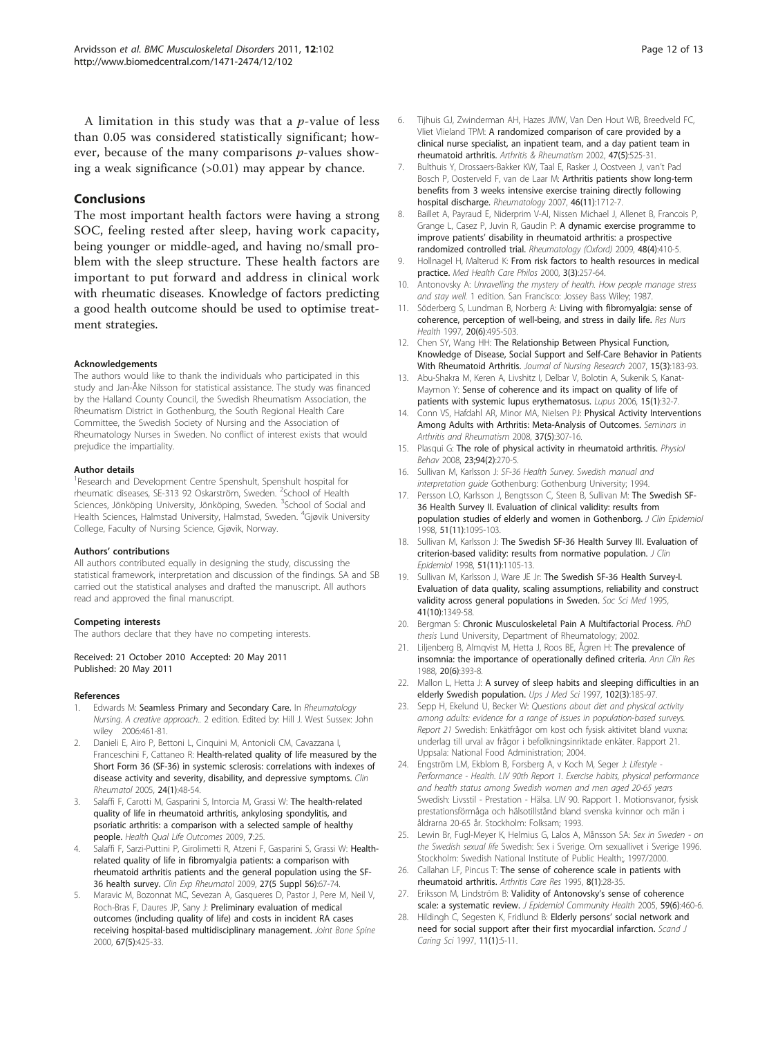A limitation in this study was that a $p$-value of less than 0.05 was considered statistically significant; however, because of the many comparisons $p$-values showing a weak significance (>0.01) may appear by chance.

## Conclusions

The most important health factors were having a strong SOC, feeling rested after sleep, having work capacity, being younger or middle-aged, and having no/small problem with the sleep structure. These health factors are important to put forward and address in clinical work with rheumatic diseases. Knowledge of factors predicting a good health outcome should be used to optimise treatment strategies.

#### Acknowledgements

The authors would like to thank the individuals who participated in this study and Jan-Åke Nilsson for statistical assistance. The study was financed by the Halland County Council, the Swedish Rheumatism Association, the Rheumatism District in Gothenburg, the South Regional Health Care Committee, the Swedish Society of Nursing and the Association of Rheumatology Nurses in Sweden. No conflict of interest exists that would prejudice the impartiality.

#### Author details

[1]Research and Development Centre Spenshult, Spenshult hospital for rheumatic diseases, SE-313 92 Oskarström, Sweden. [2]School of Health Sciences, Jönköping University, Jönköping, Sweden. [3]School of Social and Health Sciences, Halmstad University, Halmstad, Sweden. [4]Gjøvik University College, Faculty of Nursing Science, Gjøvik, Norway.

#### Authors' contributions

All authors contributed equally in designing the study, discussing the statistical framework, interpretation and discussion of the findings. SA and SB carried out the statistical analyses and drafted the manuscript. All authors read and approved the final manuscript.

#### Competing interests

The authors declare that they have no competing interests.

Received: 21 October 2010 Accepted: 20 May 2011
Published: 20 May 2011

#### References

1. Edwards M: **Seamless Primary and Secondary Care.** In *Rheumatology Nursing. A creative approach.*. 2 edition. Edited by: Hill J. West Sussex: John wiley 2006:461-81.
2. Danieli E, Airo P, Bettoni L, Cinquini M, Antonioli CM, Cavazzana I, Franceschini F, Cattaneo R: **Health-related quality of life measured by the Short Form 36 (SF-36) in systemic sclerosis: correlations with indexes of disease activity and severity, disability, and depressive symptoms.** *Clin Rheumatol* 2005, **24(1)**:48-54.
3. Salaffi F, Carotti M, Gasparini S, Intorcia M, Grassi W: **The health-related quality of life in rheumatoid arthritis, ankylosing spondylitis, and psoriatic arthritis: a comparison with a selected sample of healthy people.** *Health Qual Life Outcomes* 2009, **7**:25.
4. Salaffi F, Sarzi-Puttini P, Girolimetti R, Atzeni F, Gasparini S, Grassi W: **Health-related quality of life in fibromyalgia patients: a comparison with rheumatoid arthritis patients and the general population using the SF-36 health survey.** *Clin Exp Rheumatol* 2009, **27(5 Suppl 56)**:67-74.
5. Maravic M, Bozonnat MC, Sevezan A, Gasqueres D, Pastor J, Pere M, Neil V, Roch-Bras F, Daures JP, Sany J: **Preliminary evaluation of medical outcomes (including quality of life) and costs in incident RA cases receiving hospital-based multidisciplinary management.** *Joint Bone Spine* 2000, **67(5)**:425-33.
6. Tijhuis GJ, Zwinderman AH, Hazes JMW, Van Den Hout WB, Breedveld FC, Vliet Vlieland TPM: **A randomized comparison of care provided by a clinical nurse specialist, an inpatient team, and a day patient team in rheumatoid arthritis.** *Arthritis & Rheumatism* 2002, **47(5)**:525-31.
7. Bulthuis Y, Drossaers-Bakker KW, Taal E, Rasker J, Oostveen J, van't Pad Bosch P, Oosterveld F, van de Laar M: **Arthritis patients show long-term benefits from 3 weeks intensive exercise training directly following hospital discharge.** *Rheumatology* 2007, **46(11)**:1712-7.
8. Baillet A, Payraud E, Niderprim V-AI, Nissen Michael J, Allenet B, Francois P, Grange L, Casez P, Juvin R, Gaudin P: **A dynamic exercise programme to improve patients' disability in rheumatoid arthritis: a prospective randomized controlled trial.** *Rheumatology (Oxford)* 2009, **48(4)**:410-5.
9. Hollnagel H, Malterud K: **From risk factors to health resources in medical practice.** *Med Health Care Philos* 2000, **3(3)**:257-64.
10. Antonovsky A: *Unravelling the mystery of health. How people manage stress and stay well.* 1 edition. San Francisco: Jossey Bass Wiley; 1987.
11. Söderberg S, Lundman B, Norberg A: **Living with fibromyalgia: sense of coherence, perception of well-being, and stress in daily life.** *Res Nurs Health* 1997, **20(6)**:495-503.
12. Chen SY, Wang HH: **The Relationship Between Physical Function, Knowledge of Disease, Social Support and Self-Care Behavior in Patients With Rheumatoid Arthritis.** *Journal of Nursing Research* 2007, **15(3)**:183-93.
13. Abu-Shakra M, Keren A, Livshitz I, Delbar V, Bolotin A, Sukenik S, Kanat-Maymon Y: **Sense of coherence and its impact on quality of life of patients with systemic lupus erythematosus.** *Lupus* 2006, **15(1)**:32-7.
14. Conn VS, Hafdahl AR, Minor MA, Nielsen PJ: **Physical Activity Interventions Among Adults with Arthritis: Meta-Analysis of Outcomes.** *Seminars in Arthritis and Rheumatism* 2008, **37(5)**:307-16.
15. Plasqui G: **The role of physical activity in rheumatoid arthritis.** *Physiol Behav* 2008, **23;94(2)**:270-5.
16. Sullivan M, Karlsson J: *SF-36 Health Survey. Swedish manual and interpretation guide* Gothenburg: Gothenburg University; 1994.
17. Persson LO, Karlsson J, Bengtsson C, Steen B, Sullivan M: **The Swedish SF-36 Health Survey II. Evaluation of clinical validity: results from population studies of elderly and women in Gothenborg.** *J Clin Epidemiol* 1998, **51(11)**:1095-103.
18. Sullivan M, Karlsson J: **The Swedish SF-36 Health Survey III. Evaluation of criterion-based validity: results from normative population.** *J Clin Epidemiol* 1998, **51(11)**:1105-13.
19. Sullivan M, Karlsson J, Ware JE Jr: **The Swedish SF-36 Health Survey-I. Evaluation of data quality, scaling assumptions, reliability and construct validity across general populations in Sweden.** *Soc Sci Med* 1995, **41(10)**:1349-58.
20. Bergman S: **Chronic Musculoskeletal Pain A Multifactorial Process.** *PhD thesis* Lund University, Department of Rheumatology; 2002.
21. Liljenberg B, Almqvist M, Hetta J, Roos BE, Ågren H: **The prevalence of insomnia: the importance of operationally defined criteria.** *Ann Clin Res* 1988, **20(6)**:393-8.
22. Mallon L, Hetta J: **A survey of sleep habits and sleeping difficulties in an elderly Swedish population.** *Ups J Med Sci* 1997, **102(3)**:185-97.
23. Sepp H, Ekelund U, Becker W: *Questions about diet and physical activity among adults: evidence for a range of issues in population-based surveys. Report 21* Swedish: Enkätfrågor om kost och fysisk aktivitet bland vuxna: underlag till urval av frågor i befolkningsinriktade enkäter. Rapport 21. Uppsala: National Food Administration; 2004.
24. Engström LM, Ekblom B, Forsberg A, v Koch M, Seger J: *Lifestyle - Performance - Health. LIV 90th Report 1. Exercise habits, physical performance and health status among Swedish women and men aged 20-65 years* Swedish: Livsstil - Prestation - Hälsa. LIV 90. Rapport 1. Motionsvanor, fysisk prestationsförmåga och hälsotillstånd bland svenska kvinnor och män i åldrarna 20-65 år. Stockholm: Folksam; 1993.
25. Lewin Br, Fugl-Meyer K, Helmius G, Lalos A, Månsson SA: *Sex in Sweden - on the Swedish sexual life* Swedish: Sex i Sverige. Om sexuallivet i Sverige 1996. Stockholm: Swedish National Institute of Public Health;, 1997/2000.
26. Callahan LF, Pincus T: **The sense of coherence scale in patients with rheumatoid arthritis.** *Arthritis Care Res* 1995, **8(1)**:28-35.
27. Eriksson M, Lindström B: **Validity of Antonovsky's sense of coherence scale: a systematic review.** *J Epidemiol Community Health* 2005, **59(6)**:460-6.
28. Hildingh C, Segesten K, Fridlund B: **Elderly persons' social network and need for social support after their first myocardial infarction.** *Scand J Caring Sci* 1997, **11(1)**:5-11.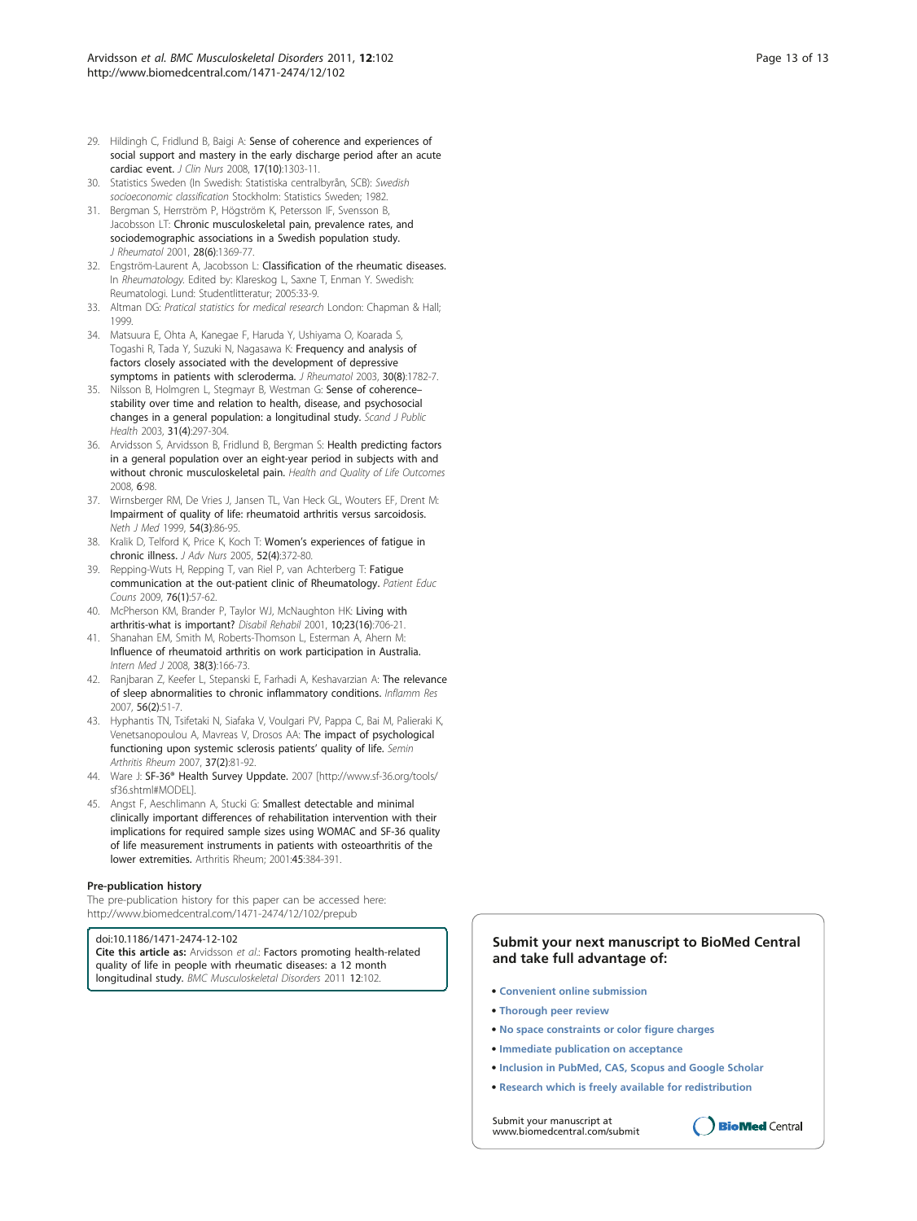29. Hildingh C, Fridlund B, Baigi A: Sense of coherence and experiences of social support and mastery in the early discharge period after an acute cardiac event. *J Clin Nurs* 2008, **17(10)**:1303-11.
30. Statistics Sweden (In Swedish: Statistiska centralbyrån, SCB): *Swedish socioeconomic classification* Stockholm: Statistics Sweden; 1982.
31. Bergman S, Herrström P, Högström K, Petersson IF, Svensson B, Jacobsson LT: Chronic musculoskeletal pain, prevalence rates, and sociodemographic associations in a Swedish population study. *J Rheumatol* 2001, **28(6)**:1369-77.
32. Engström-Laurent A, Jacobsson L: Classification of the rheumatic diseases. In *Rheumatology*. Edited by: Klareskog L, Saxne T, Enman Y. Swedish: Reumatologi. Lund: Studentlitteratur; 2005:33-9.
33. Altman DG: *Pratical statistics for medical research* London: Chapman & Hall; 1999.
34. Matsuura E, Ohta A, Kanegae F, Haruda Y, Ushiyama O, Koarada S, Togashi R, Tada Y, Suzuki N, Nagasawa K: Frequency and analysis of factors closely associated with the development of depressive symptoms in patients with scleroderma. *J Rheumatol* 2003, **30(8)**:1782-7.
35. Nilsson B, Holmgren L, Stegmayr B, Westman G: Sense of coherence–stability over time and relation to health, disease, and psychosocial changes in a general population: a longitudinal study. *Scand J Public Health* 2003, **31(4)**:297-304.
36. Arvidsson S, Arvidsson B, Fridlund B, Bergman S: Health predicting factors in a general population over an eight-year period in subjects with and without chronic musculoskeletal pain. *Health and Quality of Life Outcomes* 2008, **6**:98.
37. Wirnsberger RM, De Vries J, Jansen TL, Van Heck GL, Wouters EF, Drent M: Impairment of quality of life: rheumatoid arthritis versus sarcoidosis. *Neth J Med* 1999, **54(3)**:86-95.
38. Kralik D, Telford K, Price K, Koch T: Women's experiences of fatigue in chronic illness. *J Adv Nurs* 2005, **52(4)**:372-80.
39. Repping-Wuts H, Repping T, van Riel P, van Achterberg T: Fatigue communication at the out-patient clinic of Rheumatology. *Patient Educ Couns* 2009, **76(1)**:57-62.
40. McPherson KM, Brander P, Taylor WJ, McNaughton HK: Living with arthritis-what is important? *Disabil Rehabil* 2001, **10;23(16)**:706-21.
41. Shanahan EM, Smith M, Roberts-Thomson L, Esterman A, Ahern M: Influence of rheumatoid arthritis on work participation in Australia. *Intern Med J* 2008, **38(3)**:166-73.
42. Ranjbaran Z, Keefer L, Stepanski E, Farhadi A, Keshavarzian A: The relevance of sleep abnormalities to chronic inflammatory conditions. *Inflamm Res* 2007, **56(2)**:51-7.
43. Hyphantis TN, Tsifetaki N, Siafaka V, Voulgari PV, Pappa C, Bai M, Palieraki K, Venetsanopoulou A, Mavreas V, Drosos AA: The impact of psychological functioning upon systemic sclerosis patients' quality of life. *Semin Arthritis Rheum* 2007, **37(2)**:81-92.
44. Ware J: SF-36® Health Survey Uppdate. 2007 [http://www.sf-36.org/tools/sf36.shtml#MODEL].
45. Angst F, Aeschlimann A, Stucki G: Smallest detectable and minimal clinically important differences of rehabilitation intervention with their implications for required sample sizes using WOMAC and SF-36 quality of life measurement instruments in patients with osteoarthritis of the lower extremities. Arthritis Rheum; 2001:**45**:384-391.

### Pre-publication history

The pre-publication history for this paper can be accessed here: http://www.biomedcentral.com/1471-2474/12/102/prepub

doi:10.1186/1471-2474-12-102

**Cite this article as:** Arvidsson *et al.*: Factors promoting health-related quality of life in people with rheumatic diseases: a 12 month longitudinal study. *BMC Musculoskeletal Disorders* 2011 **12**:102.

**Submit your next manuscript to BioMed Central and take full advantage of:**

- **Convenient online submission**
- **Thorough peer review**
- **No space constraints or color figure charges**
- **Immediate publication on acceptance**
- **Inclusion in PubMed, CAS, Scopus and Google Scholar**
- **Research which is freely available for redistribution**

Submit your manuscript at www.biomedcentral.com/submit

BioMed Central